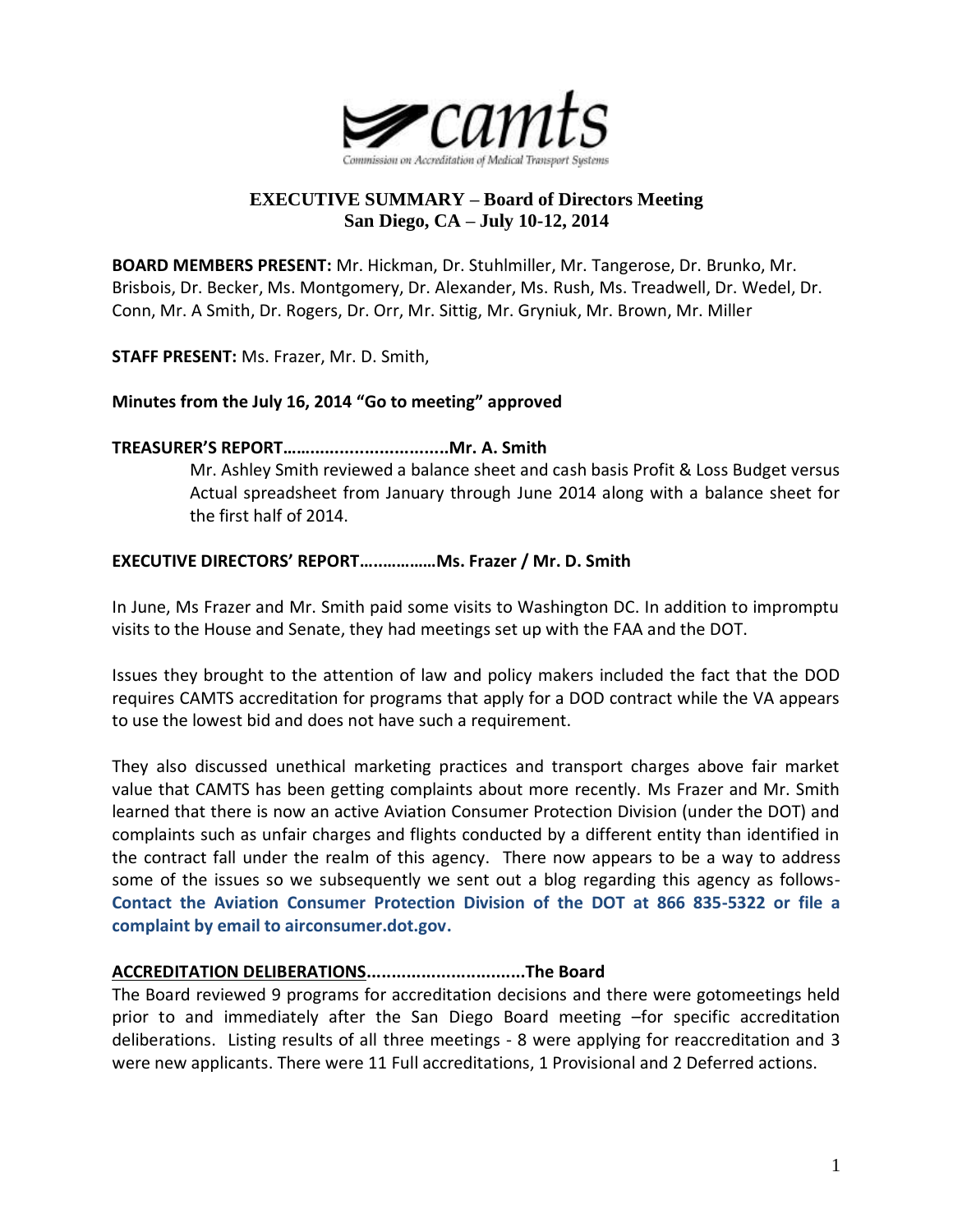camts

Commission on Accreditation of Medical Transport Systems

# EXECUTIVE SUMMARY – Board of Directors Meeting
## San Diego, CA – July 10-12, 2014

**BOARD MEMBERS PRESENT:** Mr. Hickman, Dr. Stuhlmiller, Mr. Tangerose, Dr. Brunko, Mr. Brisbois, Dr. Becker, Ms. Montgomery, Dr. Alexander, Ms. Rush, Ms. Treadwell, Dr. Wedel, Dr. Conn, Mr. A Smith, Dr. Rogers, Dr. Orr, Mr. Sittig, Mr. Gryniuk, Mr. Brown, Mr. Miller

**STAFF PRESENT:** Ms. Frazer, Mr. D. Smith,

**Minutes from the July 16, 2014 "Go to meeting" approved**

**TREASURER'S REPORT……………………………..Mr. A. Smith**

Mr. Ashley Smith reviewed a balance sheet and cash basis Profit & Loss Budget versus Actual spreadsheet from January through June 2014 along with a balance sheet for the first half of 2014.

**EXECUTIVE DIRECTORS' REPORT…………….Ms. Frazer / Mr. D. Smith**

In June, Ms Frazer and Mr. Smith paid some visits to Washington DC. In addition to impromptu visits to the House and Senate, they had meetings set up with the FAA and the DOT.

Issues they brought to the attention of law and policy makers included the fact that the DOD requires CAMTS accreditation for programs that apply for a DOD contract while the VA appears to use the lowest bid and does not have such a requirement.

They also discussed unethical marketing practices and transport charges above fair market value that CAMTS has been getting complaints about more recently. Ms Frazer and Mr. Smith learned that there is now an active Aviation Consumer Protection Division (under the DOT) and complaints such as unfair charges and flights conducted by a different entity than identified in the contract fall under the realm of this agency. There now appears to be a way to address some of the issues so we subsequently we sent out a blog regarding this agency as follows- **Contact the Aviation Consumer Protection Division of the DOT at 866 835-5322 or file a complaint by email to airconsumer.dot.gov.**

**ACCREDITATION DELIBERATIONS……………………………The Board**

The Board reviewed 9 programs for accreditation decisions and there were gotomeetings held prior to and immediately after the San Diego Board meeting –for specific accreditation deliberations. Listing results of all three meetings - 8 were applying for reaccreditation and 3 were new applicants. There were 11 Full accreditations, 1 Provisional and 2 Deferred actions.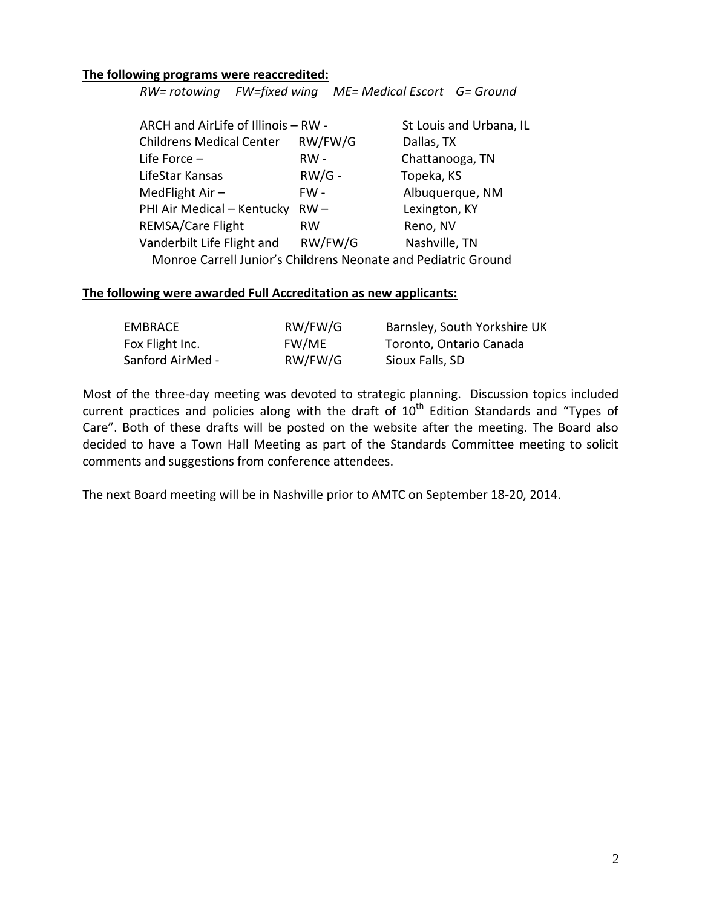**The following programs were reaccredited:**

*RW= rotowing FW=fixed wing ME= Medical Escort G= Ground*

| | | |
|---|---|---|
| ARCH and AirLife of Illinois – RW - | | St Louis and Urbana, IL |
| Childrens Medical Center | RW/FW/G | Dallas, TX |
| Life Force – | RW - | Chattanooga, TN |
| LifeStar Kansas | RW/G - | Topeka, KS |
| MedFlight Air – | FW - | Albuquerque, NM |
| PHI Air Medical – Kentucky | RW – | Lexington, KY |
| REMSA/Care Flight | RW | Reno, NV |
| Vanderbilt Life Flight and | RW/FW/G | Nashville, TN |

Monroe Carrell Junior's Childrens Neonate and Pediatric Ground

**The following were awarded Full Accreditation as new applicants:**

| | | |
|---|---|---|
| EMBRACE | RW/FW/G | Barnsley, South Yorkshire UK |
| Fox Flight Inc. | FW/ME | Toronto, Ontario Canada |
| Sanford AirMed - | RW/FW/G | Sioux Falls, SD |

Most of the three-day meeting was devoted to strategic planning. Discussion topics included current practices and policies along with the draft of 10th Edition Standards and "Types of Care". Both of these drafts will be posted on the website after the meeting. The Board also decided to have a Town Hall Meeting as part of the Standards Committee meeting to solicit comments and suggestions from conference attendees.

The next Board meeting will be in Nashville prior to AMTC on September 18-20, 2014.